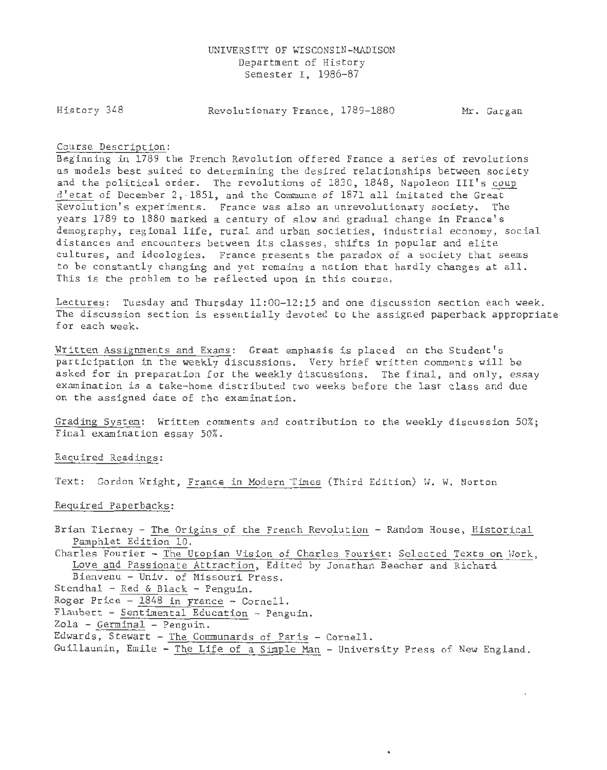UNIVERSITY OF WISCONSIN-MADISON
Department of History
Semester I, 1986-87

History 348 | Revolutionary France, 1789-1880 | Mr. Gargan

Course Description:
Beginning in 1789 the French Revolution offered France a series of revolutions as models best suited to determining the desired relationships between society and the political order. The revolutions of 1830, 1848, Napoleon III's coup d'etat of December 2, 1851, and the Commune of 1871 all imitated the Great Revolution's experiments. France was also an unrevolutionary society. The years 1789 to 1880 marked a century of slow and gradual change in France's demography, regional life, rural and urban societies, industrial economy, social distances and encounters between its classes, shifts in popular and elite cultures, and ideologies. France presents the paradox of a society that seems to be constantly changing and yet remains a nation that hardly changes at all. This is the problem to be reflected upon in this course.

Lectures: Tuesday and Thursday 11:00-12:15 and one discussion section each week. The discussion section is essentially devoted to the assigned paperback appropriate for each week.

Written Assignments and Exams: Great emphasis is placed on the Student's participation in the weekly discussions. Very brief written comments will be asked for in preparation for the weekly discussions. The final, and only, essay examination is a take-home distributed two weeks before the last class and due on the assigned date of the examination.

Grading System: Written comments and contribution to the weekly discussion 50%; Final examination essay 50%.

Required Readings:

Text: Gordon Wright, France in Modern Times (Third Edition) W. W. Norton

Required Paperbacks:

Brian Tierney - The Origins of the French Revolution - Random House, Historical Pamphlet Edition 10.
Charles Fourier - The Utopian Vision of Charles Fourier: Selected Texts on Work, Love and Passionate Attraction, Edited by Jonathan Beecher and Richard Bienvenu - Univ. of Missouri Press.
Stendhal - Red & Black - Penguin.
Roger Price - 1848 in France - Cornell.
Flaubert - Sentimental Education - Penguin.
Zola - Germinal - Penguin.
Edwards, Stewart - The Communards of Paris - Cornell.
Guillaumin, Emile - The Life of a Simple Man - University Press of New England.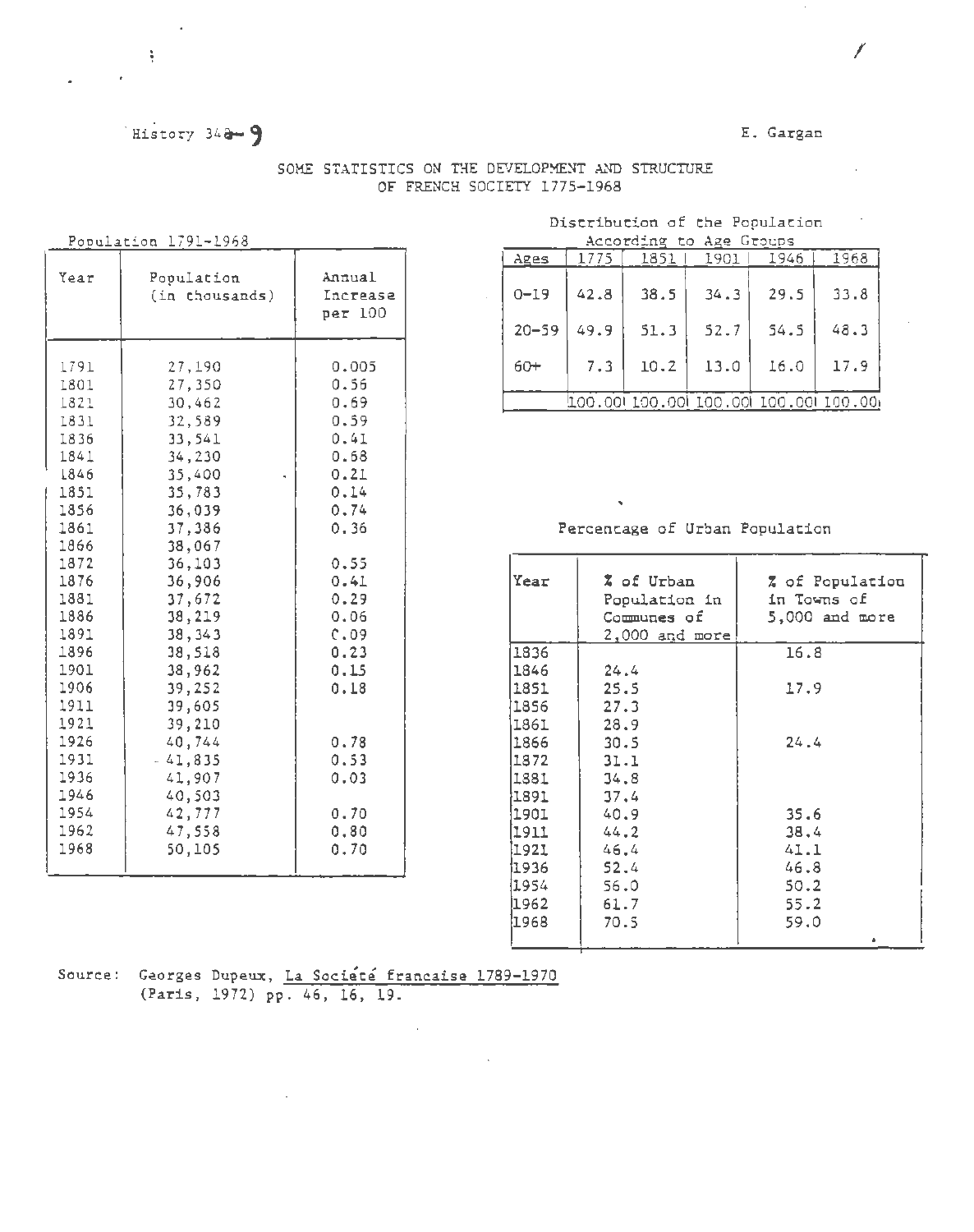History 348-9

E. Gargan

## SOME STATISTICS ON THE DEVELOPMENT AND STRUCTURE OF FRENCH SOCIETY 1775-1968

### Population 1791-1968

| Year | Population (in thousands) | Annual Increase per 100 |
|---|---|---|
| 1791 | 27,190 | 0.005 |
| 1801 | 27,350 | 0.56 |
| 1821 | 30,462 | 0.69 |
| 1831 | 32,589 | 0.59 |
| 1836 | 33,541 | 0.41 |
| 1841 | 34,230 | 0.68 |
| 1846 | 35,400 | 0.21 |
| 1851 | 35,783 | 0.14 |
| 1856 | 36,039 | 0.74 |
| 1861 | 37,386 | 0.36 |
| 1866 | 38,067 | |
| 1872 | 36,103 | 0.55 |
| 1876 | 36,906 | 0.41 |
| 1881 | 37,672 | 0.29 |
| 1886 | 38,219 | 0.06 |
| 1891 | 38,343 | 0.09 |
| 1896 | 38,518 | 0.23 |
| 1901 | 38,962 | 0.15 |
| 1906 | 39,252 | 0.18 |
| 1911 | 39,605 | |
| 1921 | 39,210 | |
| 1926 | 40,744 | 0.78 |
| 1931 | 41,835 | 0.53 |
| 1936 | 41,907 | 0.03 |
| 1946 | 40,503 | |
| 1954 | 42,777 | 0.70 |
| 1962 | 47,558 | 0.80 |
| 1968 | 50,105 | 0.70 |

### Distribution of the Population According to Age Groups

| Ages | 1775 | 1851 | 1901 | 1946 | 1968 |
|---|---|---|---|---|---|
| 0-19 | 42.8 | 38.5 | 34.3 | 29.5 | 33.8 |
| 20-59 | 49.9 | 51.3 | 52.7 | 54.5 | 48.3 |
| 60+ | 7.3 | 10.2 | 13.0 | 16.0 | 17.9 |
| | 100.00 | 100.00 | 100.00 | 100.00 | 100.00 |

### Percentage of Urban Population

| Year | % of Urban Population in Communes of 2,000 and more | % of Population in Towns of 5,000 and more |
|---|---|---|
| 1836 | | 16.8 |
| 1846 | 24.4 | |
| 1851 | 25.5 | 17.9 |
| 1856 | 27.3 | |
| 1861 | 28.9 | |
| 1866 | 30.5 | 24.4 |
| 1872 | 31.1 | |
| 1881 | 34.8 | |
| 1891 | 37.4 | |
| 1901 | 40.9 | 35.6 |
| 1911 | 44.2 | 38.4 |
| 1921 | 46.4 | 41.1 |
| 1936 | 52.4 | 46.8 |
| 1954 | 56.0 | 50.2 |
| 1962 | 61.7 | 55.2 |
| 1968 | 70.5 | 59.0 |

Source: Georges Dupeux, La Société française 1789-1970 (Paris, 1972) pp. 46, 16, 19.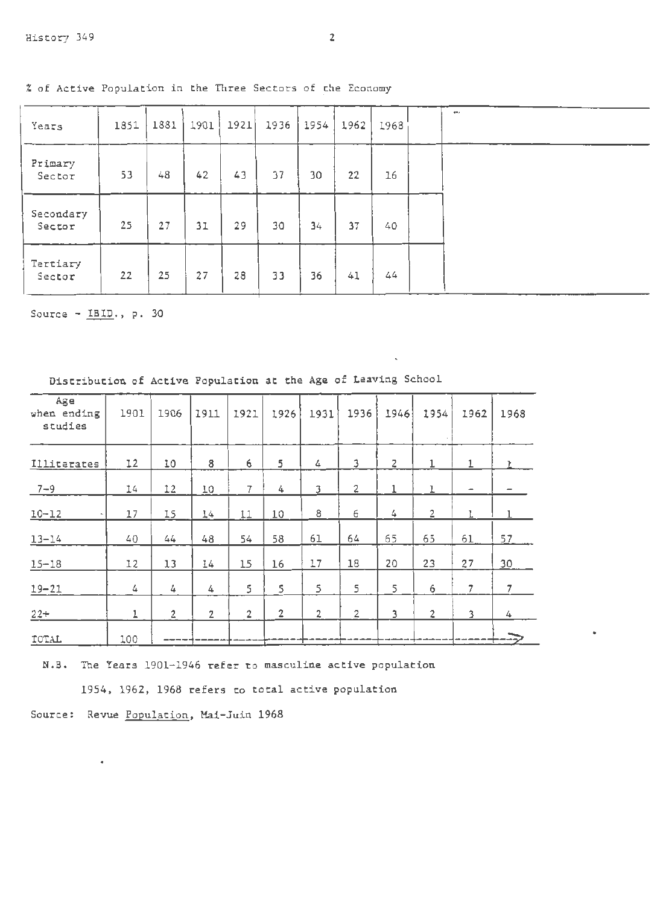% of Active Population in the Three Sectors of the Economy

| Years | 1851 | 1881 | 1901 | 1921 | 1936 | 1954 | 1962 | 1968 |
|---|---|---|---|---|---|---|---|---|
| Primary Sector | 53 | 48 | 42 | 43 | 37 | 30 | 22 | 16 |
| Secondary Sector | 25 | 27 | 31 | 29 | 30 | 34 | 37 | 40 |
| Tertiary Sector | 22 | 25 | 27 | 28 | 33 | 36 | 41 | 44 |

Source - IBID., p. 30

Distribution of Active Population at the Age of Leaving School

| Age when ending studies | 1901 | 1906 | 1911 | 1921 | 1926 | 1931 | 1936 | 1946 | 1954 | 1962 | 1968 |
|---|---|---|---|---|---|---|---|---|---|---|---|
| Illiterates | 12 | 10 | 8 | 6 | 5 | 4 | 3 | 2 | 1 | 1 | 1 |
| 7–9 | 14 | 12 | 10 | 7 | 4 | 3 | 2 | 1 | 1 | – | – |
| 10–12 | 17 | 15 | 14 | 11 | 10 | 8 | 6 | 4 | 2 | 1 | 1 |
| 13–14 | 40 | 44 | 48 | 54 | 58 | 61 | 64 | 65 | 65 | 61 | 57 |
| 15–18 | 12 | 13 | 14 | 15 | 16 | 17 | 18 | 20 | 23 | 27 | 30 |
| 19–21 | 4 | 4 | 4 | 5 | 5 | 5 | 5 | 5 | 6 | 7 | 7 |
| 22+ | 1 | 2 | 2 | 2 | 2 | 2 | 2 | 3 | 2 | 3 | 4 |
| TOTAL | 100 | → | | | | | | | | | |

N.B. The Years 1901–1946 refer to masculine active population

1954, 1962, 1968 refers to total active population

Source: Revue Population, Mai-Juin 1968